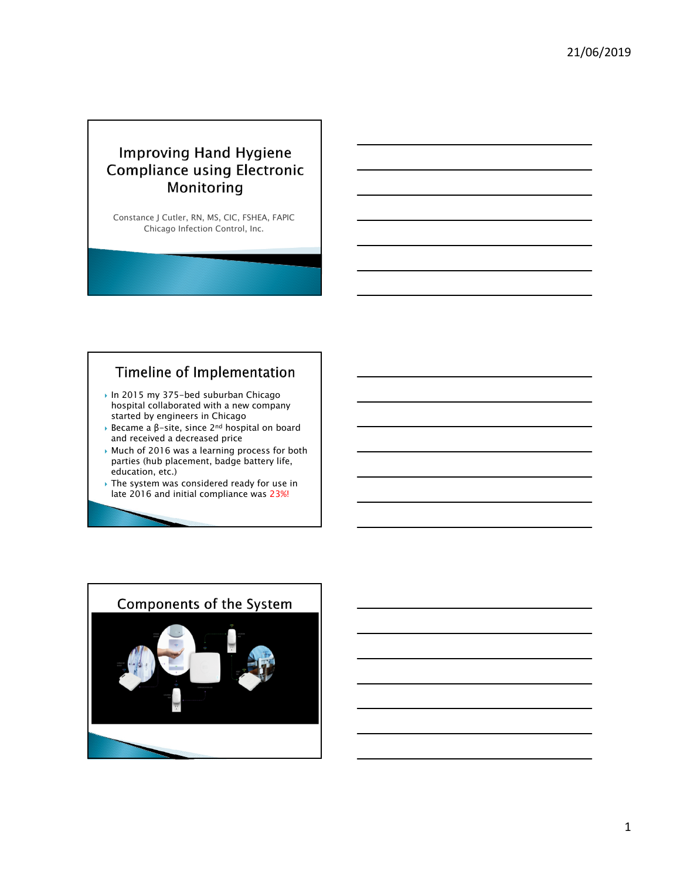# Improving Hand Hygiene Compliance using Electronic Monitoring

Constance J Cutler, RN, MS, CIC, FSHEA, FAPIC
Chicago Infection Control, Inc.

## Timeline of Implementation

- In 2015 my 375-bed suburban Chicago hospital collaborated with a new company started by engineers in Chicago
- Became a β-site, since 2nd hospital on board and received a decreased price
- Much of 2016 was a learning process for both parties (hub placement, badge battery life, education, etc.)
- The system was considered ready for use in late 2016 and initial compliance was 23%!

## Components of the System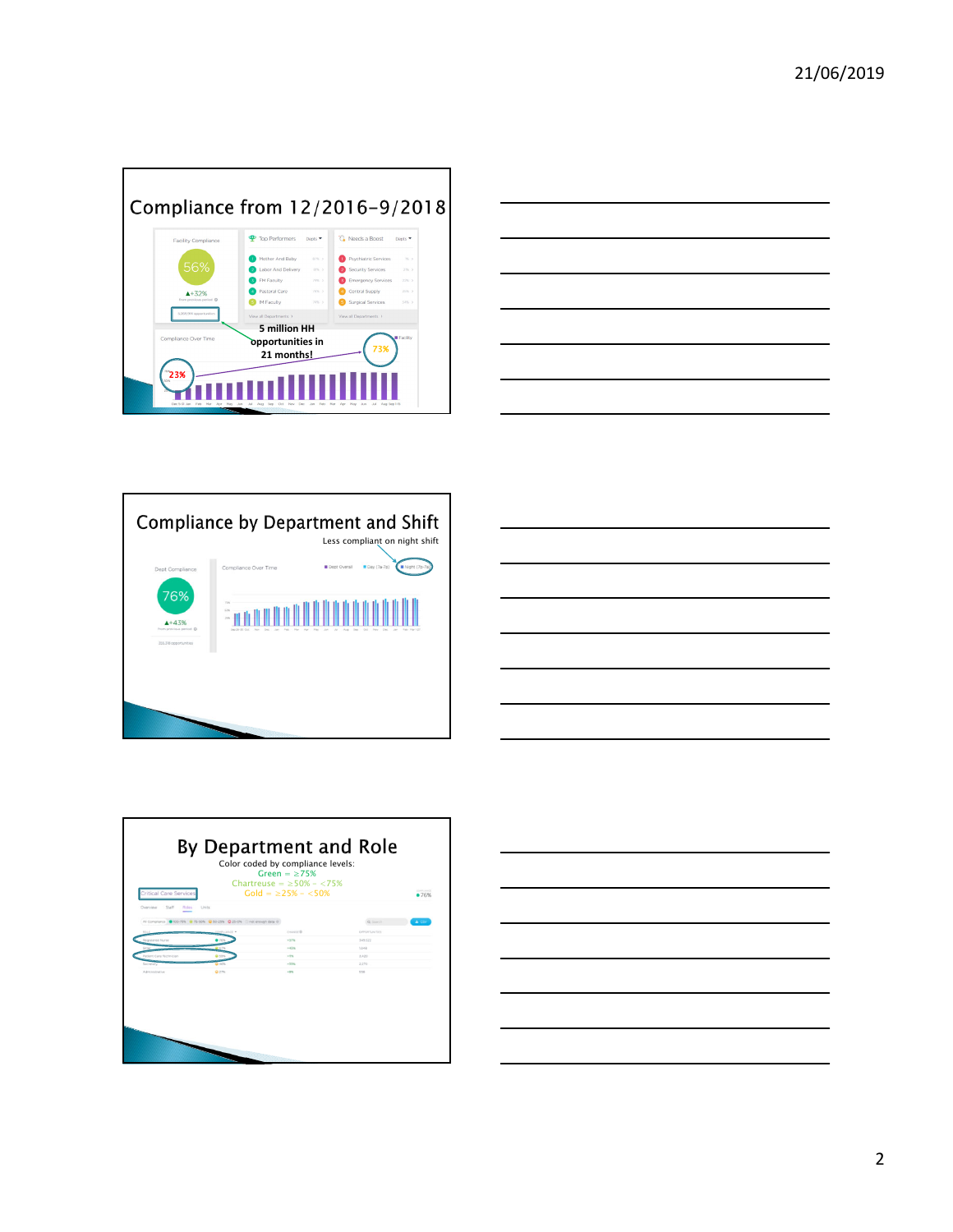## Compliance from 12/2016-9/2018

Facility Compliance

56%

▲+32%

5 million HH opportunities in 21 months!

23%

73%

## Compliance by Department and Shift

Less compliant on night shift

Dept Compliance

76%

▲+43%

## By Department and Role

Color coded by compliance levels:

Green = ≥75%

Chartreuse = ≥50% - <75%

Gold = ≥25% - <50%

Critical Care Services

76%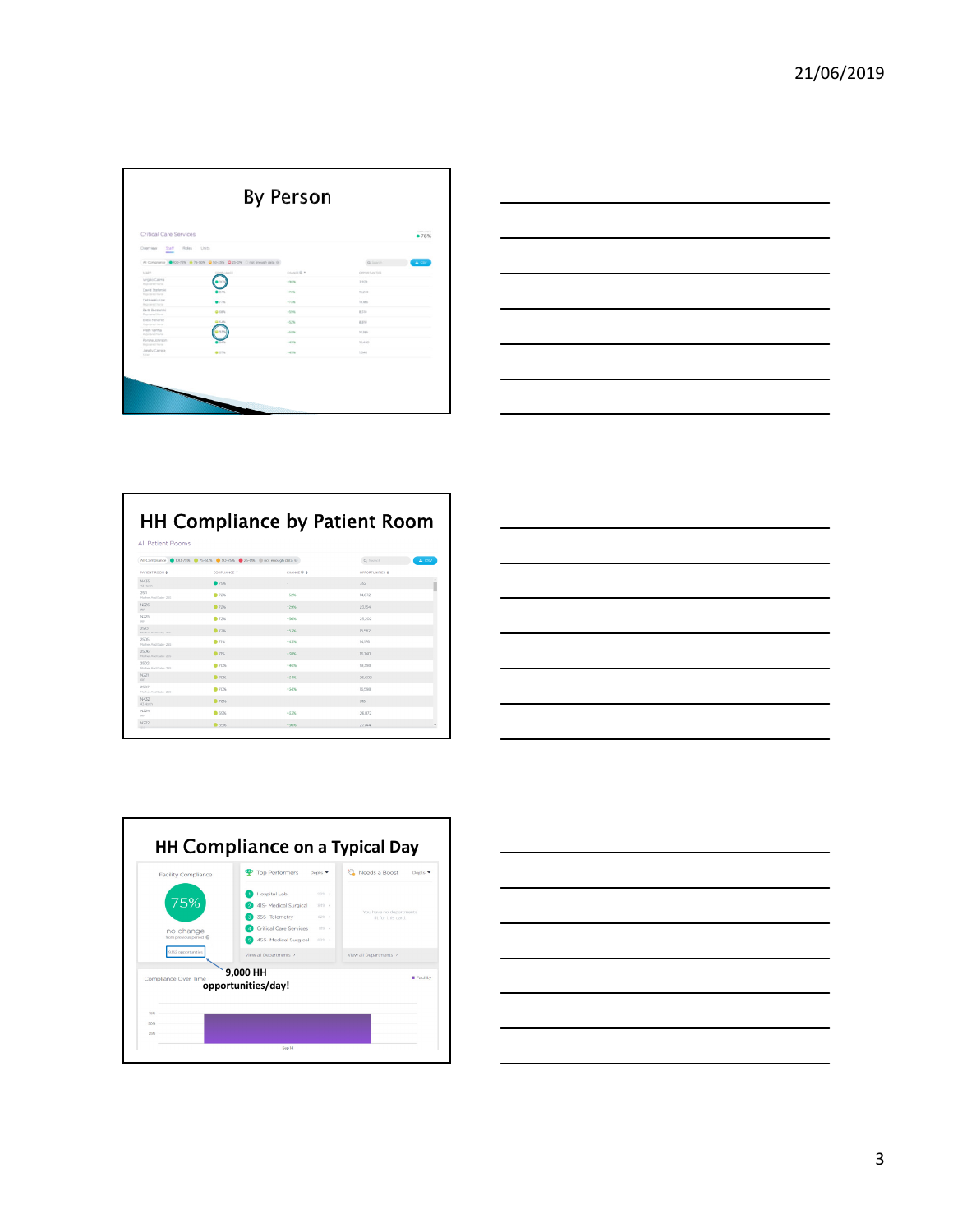## By Person

## HH Compliance by Patient Room

## HH Compliance on a Typical Day

9,000 HH opportunities/day!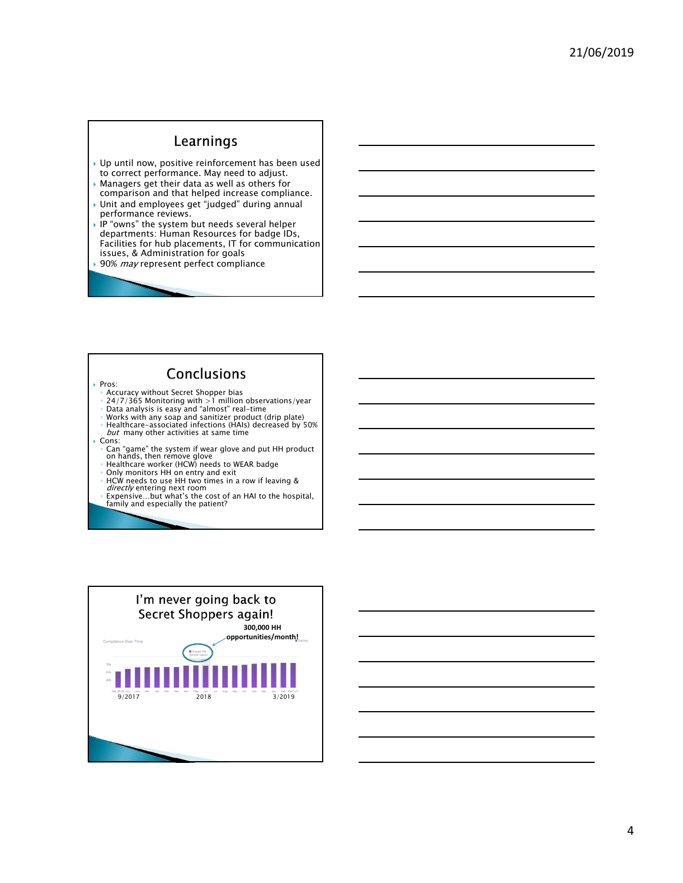## Learnings

- Up until now, positive reinforcement has been used to correct performance. May need to adjust.
- Managers get their data as well as others for comparison and that helped increase compliance.
- Unit and employees get "judged" during annual performance reviews.
- IP "owns" the system but needs several helper departments: Human Resources for badge IDs, Facilities for hub placements, IT for communication issues, & Administration for goals
- 90% *may* represent perfect compliance

## Conclusions

- Pros:
  - Accuracy without Secret Shopper bias
  - 24/7/365 Monitoring with >1 million observations/year
  - Data analysis is easy and "almost" real-time
  - Works with any soap and sanitizer product (drip plate)
  - Healthcare-associated infections (HAIs) decreased by 50% *but* many other activities at same time
- Cons:
  - Can "game" the system if wear glove and put HH product on hands, then remove glove
  - Healthcare worker (HCW) needs to WEAR badge
  - Only monitors HH on entry and exit
  - HCW needs to use HH two times in a row if leaving & *directly* entering next room
  - Expensive…but what's the cost of an HAI to the hospital, family and especially the patient?

## I'm never going back to Secret Shoppers again!

**300,000 HH opportunities/month!**

Compliance Over Time

9/2017

2018

3/2019